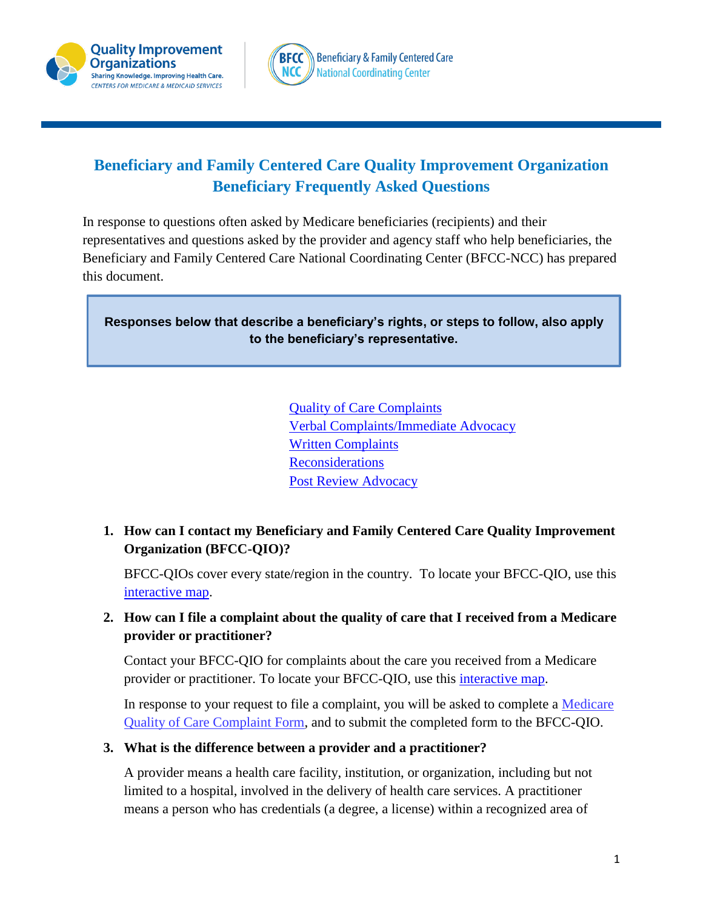# Beneficiary and Family Centered Care Quality Improvement Organization Beneficiary Frequently Asked Questions

In response to questions often asked by Medicare beneficiaries (recipients) and their representatives and questions asked by the provider and agency staff who help beneficiaries, the Beneficiary and Family Centered Care National Coordinating Center (BFCC-NCC) has prepared this document.

> **Responses below that describe a beneficiary's rights, or steps to follow, also apply to the beneficiary's representative.**

- Quality of Care Complaints
- Verbal Complaints/Immediate Advocacy
- Written Complaints
- Reconsiderations
- Post Review Advocacy

1. **How can I contact my Beneficiary and Family Centered Care Quality Improvement Organization (BFCC-QIO)?**

   BFCC-QIOs cover every state/region in the country. To locate your BFCC-QIO, use this interactive map.

2. **How can I file a complaint about the quality of care that I received from a Medicare provider or practitioner?**

   Contact your BFCC-QIO for complaints about the care you received from a Medicare provider or practitioner. To locate your BFCC-QIO, use this interactive map.

   In response to your request to file a complaint, you will be asked to complete a Medicare Quality of Care Complaint Form, and to submit the completed form to the BFCC-QIO.

3. **What is the difference between a provider and a practitioner?**

   A provider means a health care facility, institution, or organization, including but not limited to a hospital, involved in the delivery of health care services. A practitioner means a person who has credentials (a degree, a license) within a recognized area of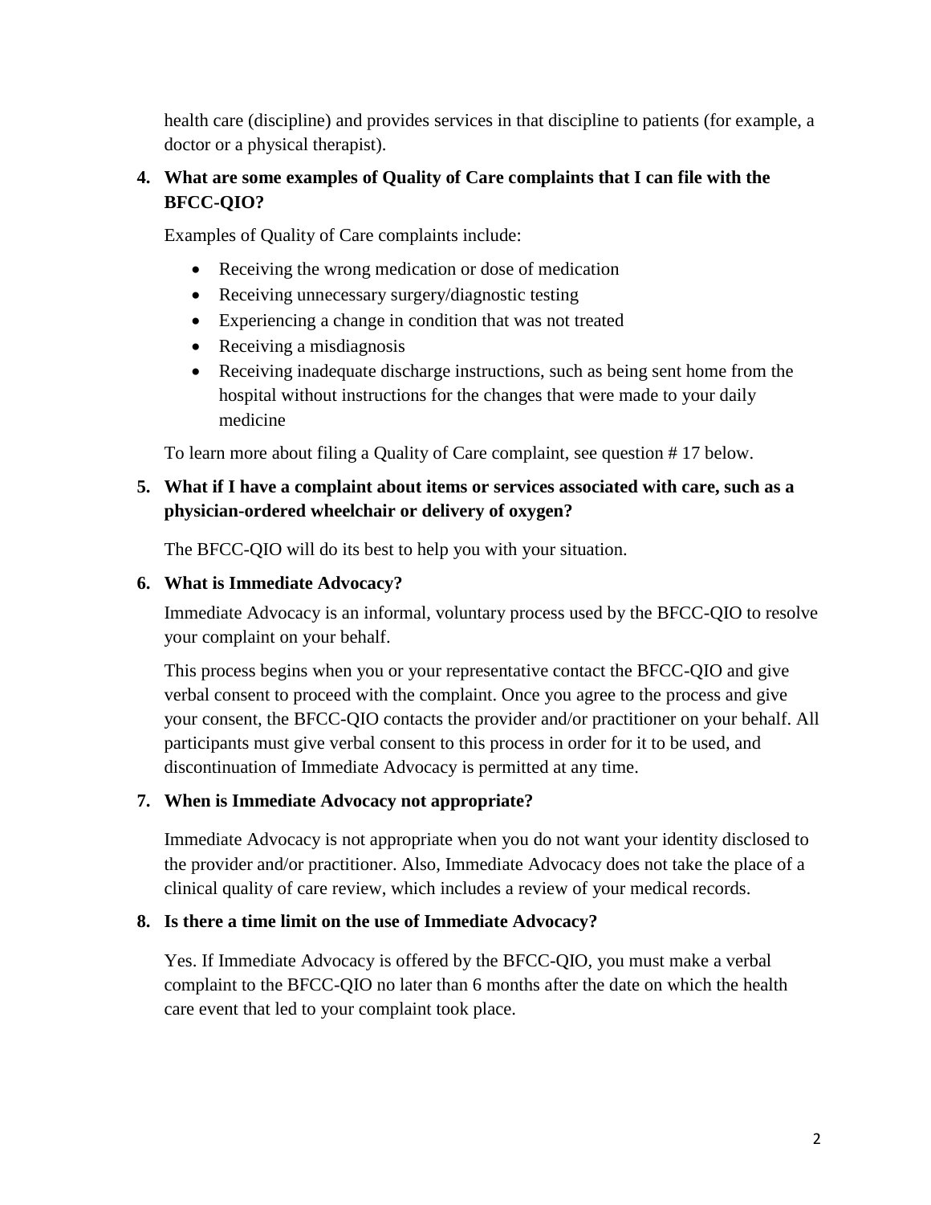health care (discipline) and provides services in that discipline to patients (for example, a doctor or a physical therapist).

**4. What are some examples of Quality of Care complaints that I can file with the BFCC-QIO?**

Examples of Quality of Care complaints include:

- Receiving the wrong medication or dose of medication
- Receiving unnecessary surgery/diagnostic testing
- Experiencing a change in condition that was not treated
- Receiving a misdiagnosis
- Receiving inadequate discharge instructions, such as being sent home from the hospital without instructions for the changes that were made to your daily medicine

To learn more about filing a Quality of Care complaint, see question # 17 below.

**5. What if I have a complaint about items or services associated with care, such as a physician-ordered wheelchair or delivery of oxygen?**

The BFCC-QIO will do its best to help you with your situation.

**6. What is Immediate Advocacy?**

Immediate Advocacy is an informal, voluntary process used by the BFCC-QIO to resolve your complaint on your behalf.

This process begins when you or your representative contact the BFCC-QIO and give verbal consent to proceed with the complaint. Once you agree to the process and give your consent, the BFCC-QIO contacts the provider and/or practitioner on your behalf. All participants must give verbal consent to this process in order for it to be used, and discontinuation of Immediate Advocacy is permitted at any time.

**7. When is Immediate Advocacy not appropriate?**

Immediate Advocacy is not appropriate when you do not want your identity disclosed to the provider and/or practitioner. Also, Immediate Advocacy does not take the place of a clinical quality of care review, which includes a review of your medical records.

**8. Is there a time limit on the use of Immediate Advocacy?**

Yes. If Immediate Advocacy is offered by the BFCC-QIO, you must make a verbal complaint to the BFCC-QIO no later than 6 months after the date on which the health care event that led to your complaint took place.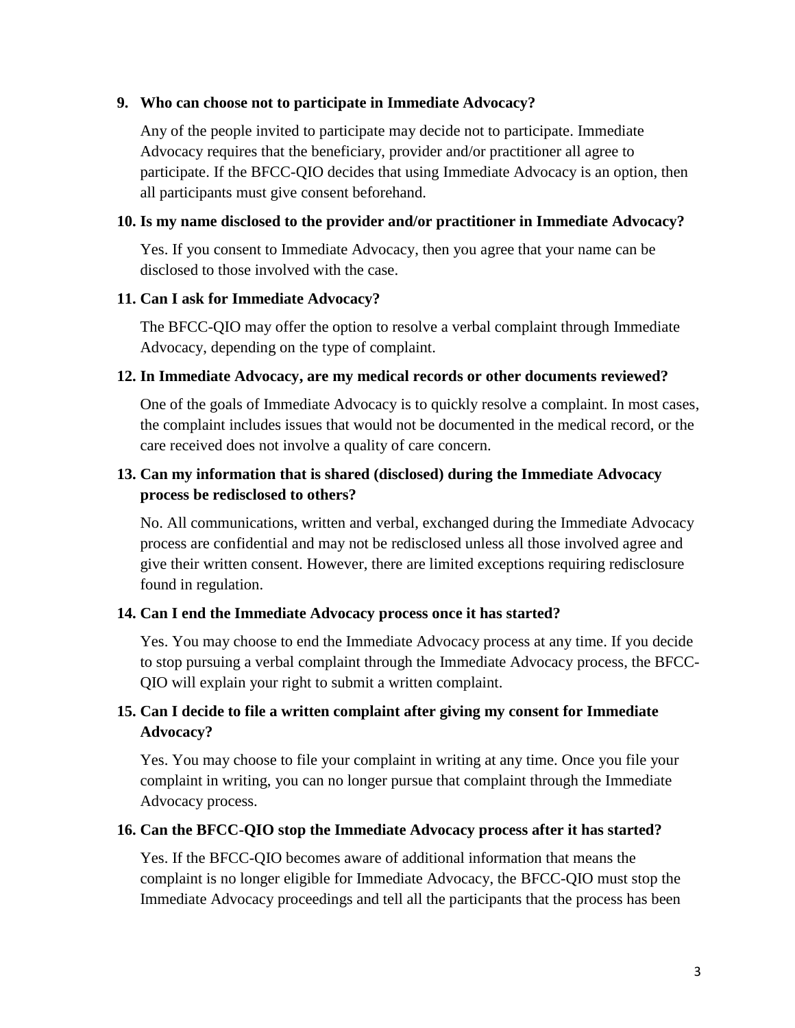**9. Who can choose not to participate in Immediate Advocacy?**

Any of the people invited to participate may decide not to participate. Immediate Advocacy requires that the beneficiary, provider and/or practitioner all agree to participate. If the BFCC-QIO decides that using Immediate Advocacy is an option, then all participants must give consent beforehand.

**10. Is my name disclosed to the provider and/or practitioner in Immediate Advocacy?**

Yes. If you consent to Immediate Advocacy, then you agree that your name can be disclosed to those involved with the case.

**11. Can I ask for Immediate Advocacy?**

The BFCC-QIO may offer the option to resolve a verbal complaint through Immediate Advocacy, depending on the type of complaint.

**12. In Immediate Advocacy, are my medical records or other documents reviewed?**

One of the goals of Immediate Advocacy is to quickly resolve a complaint. In most cases, the complaint includes issues that would not be documented in the medical record, or the care received does not involve a quality of care concern.

**13. Can my information that is shared (disclosed) during the Immediate Advocacy process be redisclosed to others?**

No. All communications, written and verbal, exchanged during the Immediate Advocacy process are confidential and may not be redisclosed unless all those involved agree and give their written consent. However, there are limited exceptions requiring redisclosure found in regulation.

**14. Can I end the Immediate Advocacy process once it has started?**

Yes. You may choose to end the Immediate Advocacy process at any time. If you decide to stop pursuing a verbal complaint through the Immediate Advocacy process, the BFCC-QIO will explain your right to submit a written complaint.

**15. Can I decide to file a written complaint after giving my consent for Immediate Advocacy?**

Yes. You may choose to file your complaint in writing at any time. Once you file your complaint in writing, you can no longer pursue that complaint through the Immediate Advocacy process.

**16. Can the BFCC-QIO stop the Immediate Advocacy process after it has started?**

Yes. If the BFCC-QIO becomes aware of additional information that means the complaint is no longer eligible for Immediate Advocacy, the BFCC-QIO must stop the Immediate Advocacy proceedings and tell all the participants that the process has been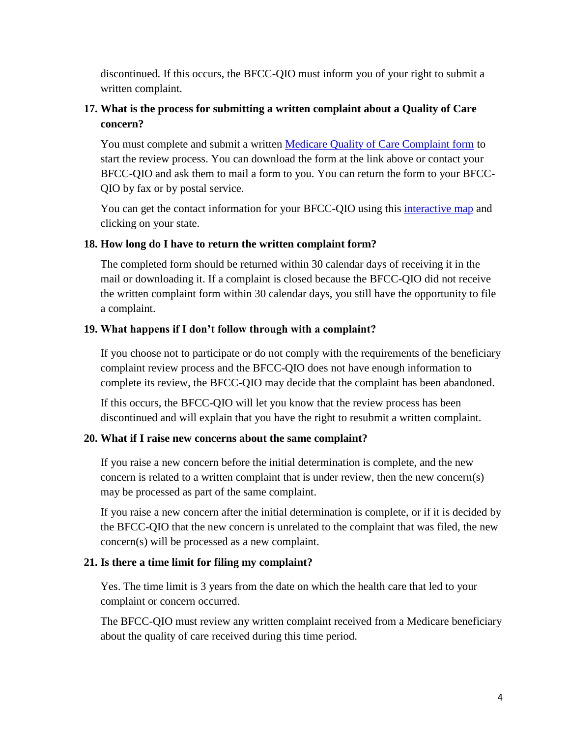discontinued. If this occurs, the BFCC-QIO must inform you of your right to submit a written complaint.

**17. What is the process for submitting a written complaint about a Quality of Care concern?**

You must complete and submit a written Medicare Quality of Care Complaint form to start the review process. You can download the form at the link above or contact your BFCC-QIO and ask them to mail a form to you. You can return the form to your BFCC-QIO by fax or by postal service.

You can get the contact information for your BFCC-QIO using this interactive map and clicking on your state.

**18. How long do I have to return the written complaint form?**

The completed form should be returned within 30 calendar days of receiving it in the mail or downloading it. If a complaint is closed because the BFCC-QIO did not receive the written complaint form within 30 calendar days, you still have the opportunity to file a complaint.

**19. What happens if I don't follow through with a complaint?**

If you choose not to participate or do not comply with the requirements of the beneficiary complaint review process and the BFCC-QIO does not have enough information to complete its review, the BFCC-QIO may decide that the complaint has been abandoned.

If this occurs, the BFCC-QIO will let you know that the review process has been discontinued and will explain that you have the right to resubmit a written complaint.

**20. What if I raise new concerns about the same complaint?**

If you raise a new concern before the initial determination is complete, and the new concern is related to a written complaint that is under review, then the new concern(s) may be processed as part of the same complaint.

If you raise a new concern after the initial determination is complete, or if it is decided by the BFCC-QIO that the new concern is unrelated to the complaint that was filed, the new concern(s) will be processed as a new complaint.

**21. Is there a time limit for filing my complaint?**

Yes. The time limit is 3 years from the date on which the health care that led to your complaint or concern occurred.

The BFCC-QIO must review any written complaint received from a Medicare beneficiary about the quality of care received during this time period.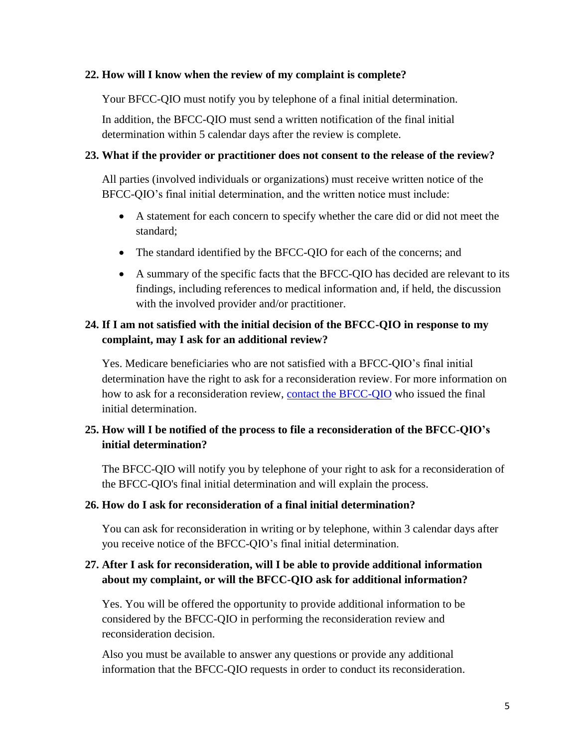**22. How will I know when the review of my complaint is complete?**

Your BFCC-QIO must notify you by telephone of a final initial determination.

In addition, the BFCC-QIO must send a written notification of the final initial determination within 5 calendar days after the review is complete.

**23. What if the provider or practitioner does not consent to the release of the review?**

All parties (involved individuals or organizations) must receive written notice of the BFCC-QIO's final initial determination, and the written notice must include:

- A statement for each concern to specify whether the care did or did not meet the standard;
- The standard identified by the BFCC-QIO for each of the concerns; and
- A summary of the specific facts that the BFCC-QIO has decided are relevant to its findings, including references to medical information and, if held, the discussion with the involved provider and/or practitioner.

**24. If I am not satisfied with the initial decision of the BFCC-QIO in response to my complaint, may I ask for an additional review?**

Yes. Medicare beneficiaries who are not satisfied with a BFCC-QIO's final initial determination have the right to ask for a reconsideration review. For more information on how to ask for a reconsideration review, contact the BFCC-QIO who issued the final initial determination.

**25. How will I be notified of the process to file a reconsideration of the BFCC-QIO's initial determination?**

The BFCC-QIO will notify you by telephone of your right to ask for a reconsideration of the BFCC-QIO's final initial determination and will explain the process.

**26. How do I ask for reconsideration of a final initial determination?**

You can ask for reconsideration in writing or by telephone, within 3 calendar days after you receive notice of the BFCC-QIO's final initial determination.

**27. After I ask for reconsideration, will I be able to provide additional information about my complaint, or will the BFCC-QIO ask for additional information?**

Yes. You will be offered the opportunity to provide additional information to be considered by the BFCC-QIO in performing the reconsideration review and reconsideration decision.

Also you must be available to answer any questions or provide any additional information that the BFCC-QIO requests in order to conduct its reconsideration.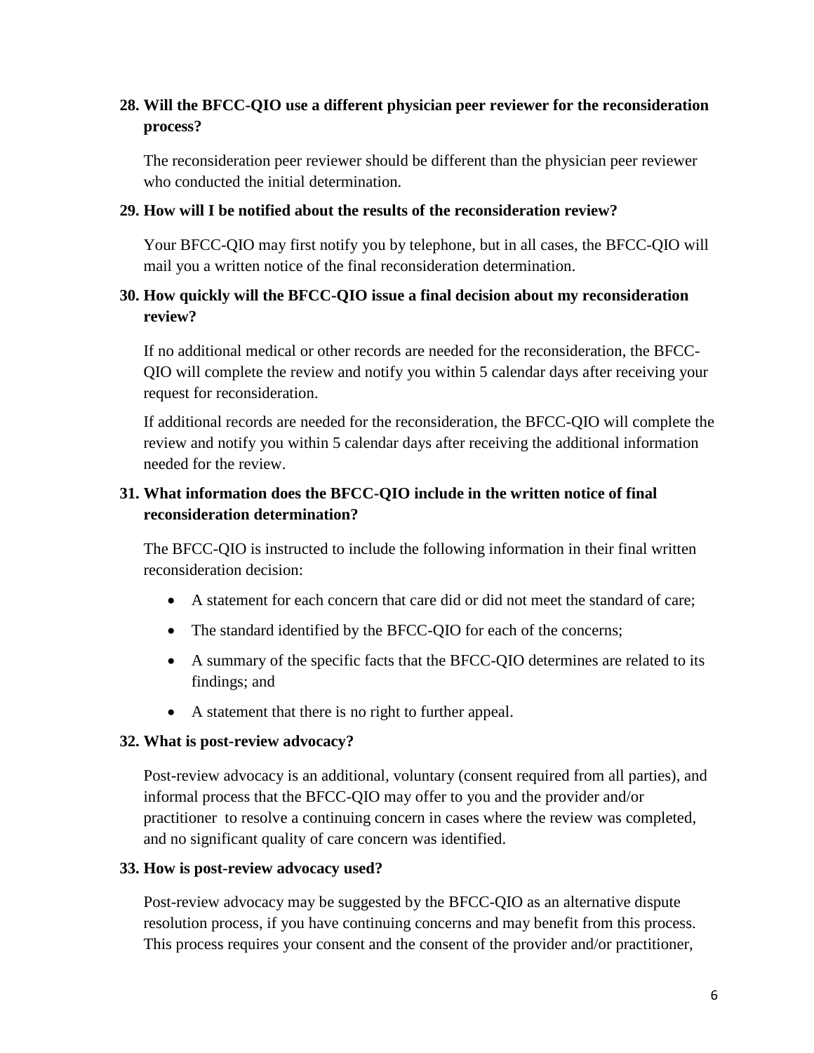### 28. Will the BFCC-QIO use a different physician peer reviewer for the reconsideration process?

The reconsideration peer reviewer should be different than the physician peer reviewer who conducted the initial determination.

### 29. How will I be notified about the results of the reconsideration review?

Your BFCC-QIO may first notify you by telephone, but in all cases, the BFCC-QIO will mail you a written notice of the final reconsideration determination.

### 30. How quickly will the BFCC-QIO issue a final decision about my reconsideration review?

If no additional medical or other records are needed for the reconsideration, the BFCC-QIO will complete the review and notify you within 5 calendar days after receiving your request for reconsideration.

If additional records are needed for the reconsideration, the BFCC-QIO will complete the review and notify you within 5 calendar days after receiving the additional information needed for the review.

### 31. What information does the BFCC-QIO include in the written notice of final reconsideration determination?

The BFCC-QIO is instructed to include the following information in their final written reconsideration decision:

- A statement for each concern that care did or did not meet the standard of care;
- The standard identified by the BFCC-QIO for each of the concerns;
- A summary of the specific facts that the BFCC-QIO determines are related to its findings; and
- A statement that there is no right to further appeal.

### 32. What is post-review advocacy?

Post-review advocacy is an additional, voluntary (consent required from all parties), and informal process that the BFCC-QIO may offer to you and the provider and/or practitioner to resolve a continuing concern in cases where the review was completed, and no significant quality of care concern was identified.

### 33. How is post-review advocacy used?

Post-review advocacy may be suggested by the BFCC-QIO as an alternative dispute resolution process, if you have continuing concerns and may benefit from this process. This process requires your consent and the consent of the provider and/or practitioner,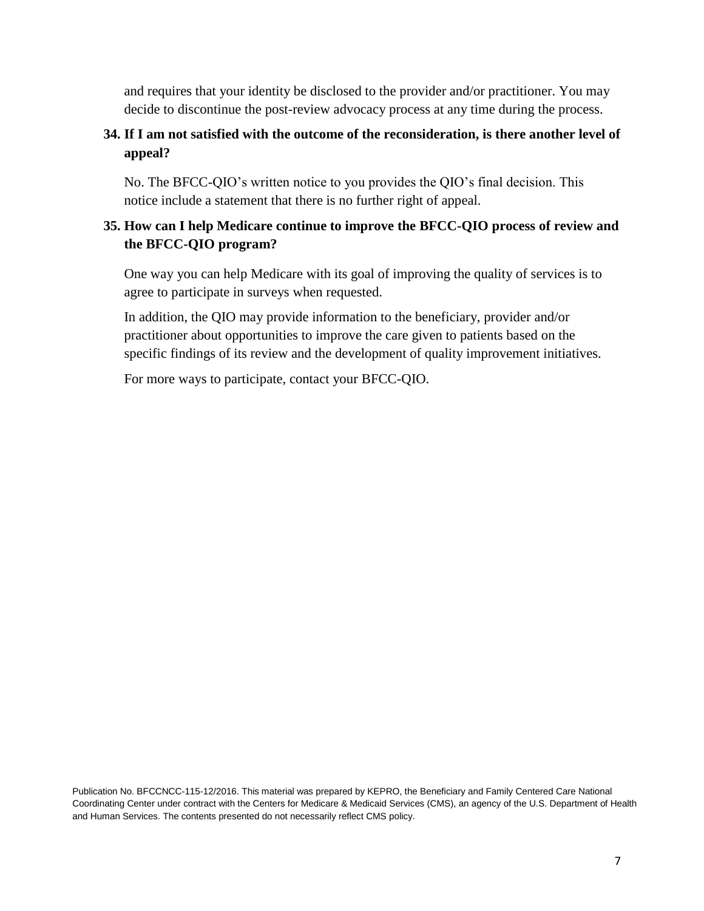and requires that your identity be disclosed to the provider and/or practitioner. You may decide to discontinue the post-review advocacy process at any time during the process.

**34. If I am not satisfied with the outcome of the reconsideration, is there another level of appeal?**

No. The BFCC-QIO's written notice to you provides the QIO's final decision. This notice include a statement that there is no further right of appeal.

**35. How can I help Medicare continue to improve the BFCC-QIO process of review and the BFCC-QIO program?**

One way you can help Medicare with its goal of improving the quality of services is to agree to participate in surveys when requested.

In addition, the QIO may provide information to the beneficiary, provider and/or practitioner about opportunities to improve the care given to patients based on the specific findings of its review and the development of quality improvement initiatives.

For more ways to participate, contact your BFCC-QIO.

Publication No. BFCCNCC-115-12/2016. This material was prepared by KEPRO, the Beneficiary and Family Centered Care National Coordinating Center under contract with the Centers for Medicare & Medicaid Services (CMS), an agency of the U.S. Department of Health and Human Services. The contents presented do not necessarily reflect CMS policy.